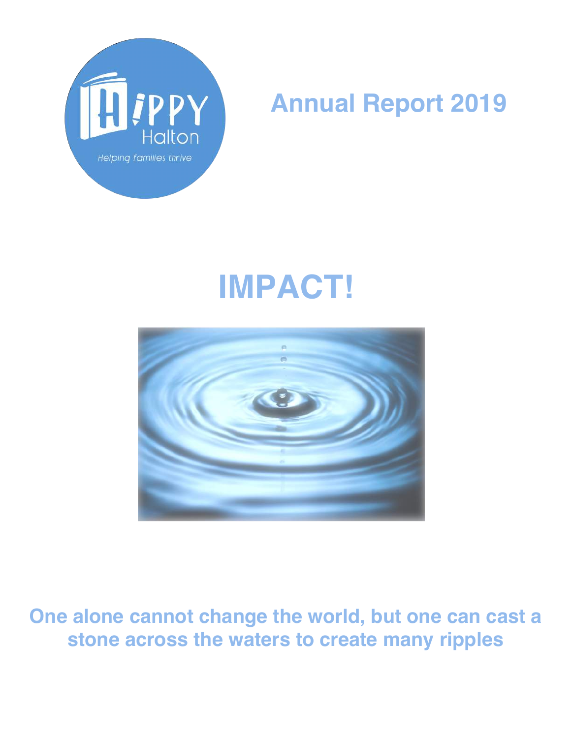HIPPY Halton

Helping families thrive

# Annual Report 2019

# IMPACT!

**One alone cannot change the world, but one can cast a stone across the waters to create many ripples**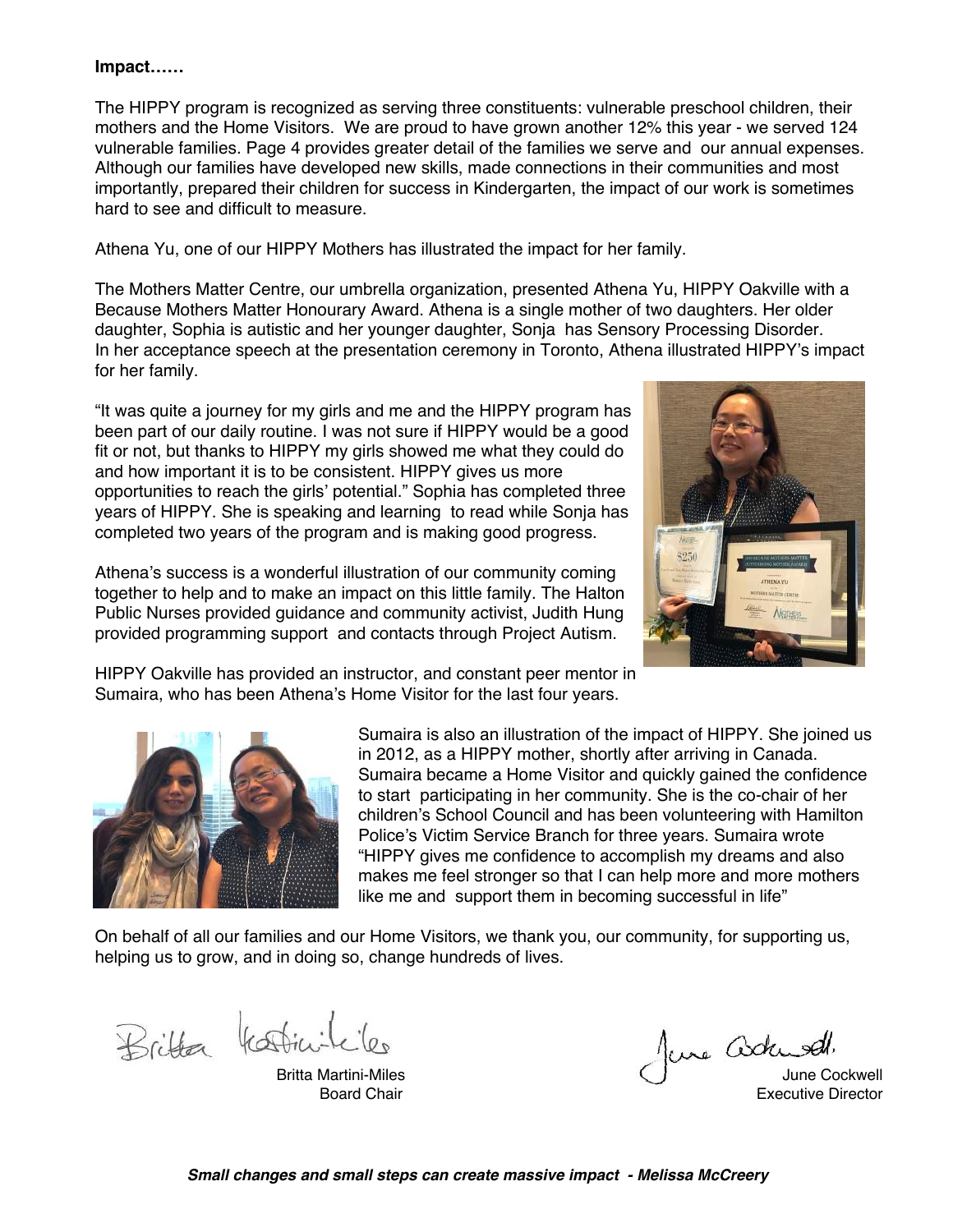**Impact……**

The HIPPY program is recognized as serving three constituents: vulnerable preschool children, their mothers and the Home Visitors. We are proud to have grown another 12% this year - we served 124 vulnerable families. Page 4 provides greater detail of the families we serve and our annual expenses. Although our families have developed new skills, made connections in their communities and most importantly, prepared their children for success in Kindergarten, the impact of our work is sometimes hard to see and difficult to measure.

Athena Yu, one of our HIPPY Mothers has illustrated the impact for her family.

The Mothers Matter Centre, our umbrella organization, presented Athena Yu, HIPPY Oakville with a Because Mothers Matter Honourary Award. Athena is a single mother of two daughters. Her older daughter, Sophia is autistic and her younger daughter, Sonja has Sensory Processing Disorder. In her acceptance speech at the presentation ceremony in Toronto, Athena illustrated HIPPY's impact for her family.

"It was quite a journey for my girls and me and the HIPPY program has been part of our daily routine. I was not sure if HIPPY would be a good fit or not, but thanks to HIPPY my girls showed me what they could do and how important it is to be consistent. HIPPY gives us more opportunities to reach the girls' potential." Sophia has completed three years of HIPPY. She is speaking and learning to read while Sonja has completed two years of the program and is making good progress.

Athena's success is a wonderful illustration of our community coming together to help and to make an impact on this little family. The Halton Public Nurses provided guidance and community activist, Judith Hung provided programming support and contacts through Project Autism.

HIPPY Oakville has provided an instructor, and constant peer mentor in Sumaira, who has been Athena's Home Visitor for the last four years.

Sumaira is also an illustration of the impact of HIPPY. She joined us in 2012, as a HIPPY mother, shortly after arriving in Canada. Sumaira became a Home Visitor and quickly gained the confidence to start participating in her community. She is the co-chair of her children's School Council and has been volunteering with Hamilton Police's Victim Service Branch for three years. Sumaira wrote "HIPPY gives me confidence to accomplish my dreams and also makes me feel stronger so that I can help more and more mothers like me and support them in becoming successful in life"

On behalf of all our families and our Home Visitors, we thank you, our community, for supporting us, helping us to grow, and in doing so, change hundreds of lives.

Britta Martini-Miles
Board Chair

June Cockwell
Executive Director

***Small changes and small steps can create massive impact - Melissa McCreery***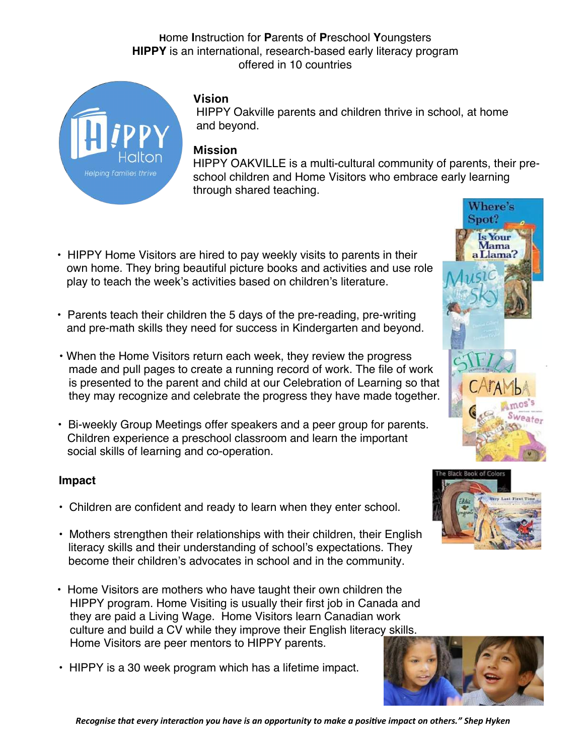**H**ome **I**nstruction for **P**arents of **P**reschool **Y**oungsters
**HIPPY** is an international, research-based early literacy program offered in 10 countries

### Vision

HIPPY Oakville parents and children thrive in school, at home and beyond.

### Mission

HIPPY OAKVILLE is a multi-cultural community of parents, their pre-school children and Home Visitors who embrace early learning through shared teaching.

- HIPPY Home Visitors are hired to pay weekly visits to parents in their own home. They bring beautiful picture books and activities and use role play to teach the week's activities based on children's literature.
- Parents teach their children the 5 days of the pre-reading, pre-writing and pre-math skills they need for success in Kindergarten and beyond.
- When the Home Visitors return each week, they review the progress made and pull pages to create a running record of work. The file of work is presented to the parent and child at our Celebration of Learning so that they may recognize and celebrate the progress they have made together.
- Bi-weekly Group Meetings offer speakers and a peer group for parents. Children experience a preschool classroom and learn the important social skills of learning and co-operation.

### Impact

- Children are confident and ready to learn when they enter school.
- Mothers strengthen their relationships with their children, their English literacy skills and their understanding of school's expectations. They become their children's advocates in school and in the community.
- Home Visitors are mothers who have taught their own children the HIPPY program. Home Visiting is usually their first job in Canada and they are paid a Living Wage. Home Visitors learn Canadian work culture and build a CV while they improve their English literacy skills. Home Visitors are peer mentors to HIPPY parents.
- HIPPY is a 30 week program which has a lifetime impact.

***Recognise that every interaction you have is an opportunity to make a positive impact on others." Shep Hyken***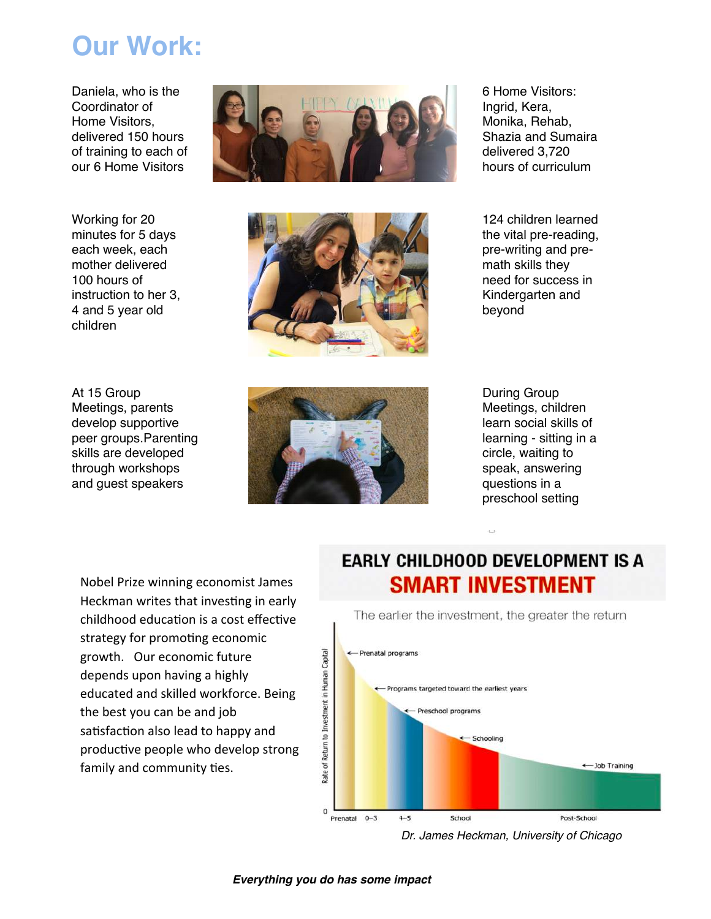# Our Work:

Daniela, who is the Coordinator of Home Visitors, delivered 150 hours of training to each of our 6 Home Visitors

6 Home Visitors: Ingrid, Kera, Monika, Rehab, Shazia and Sumaira delivered 3,720 hours of curriculum

Working for 20 minutes for 5 days each week, each mother delivered 100 hours of instruction to her 3, 4 and 5 year old children

124 children learned the vital pre-reading, pre-writing and pre-math skills they need for success in Kindergarten and beyond

At 15 Group Meetings, parents develop supportive peer groups.Parenting skills are developed through workshops and guest speakers

During Group Meetings, children learn social skills of learning - sitting in a circle, waiting to speak, answering questions in a preschool setting

Nobel Prize winning economist James Heckman writes that investing in early childhood education is a cost effective strategy for promoting economic growth. Our economic future depends upon having a highly educated and skilled workforce. Being the best you can be and job satisfaction also lead to happy and productive people who develop strong family and community ties.

**EARLY CHILDHOOD DEVELOPMENT IS A SMART INVESTMENT**

The earlier the investment, the greater the return

*Dr. James Heckman, University of Chicago*

***Everything you do has some impact***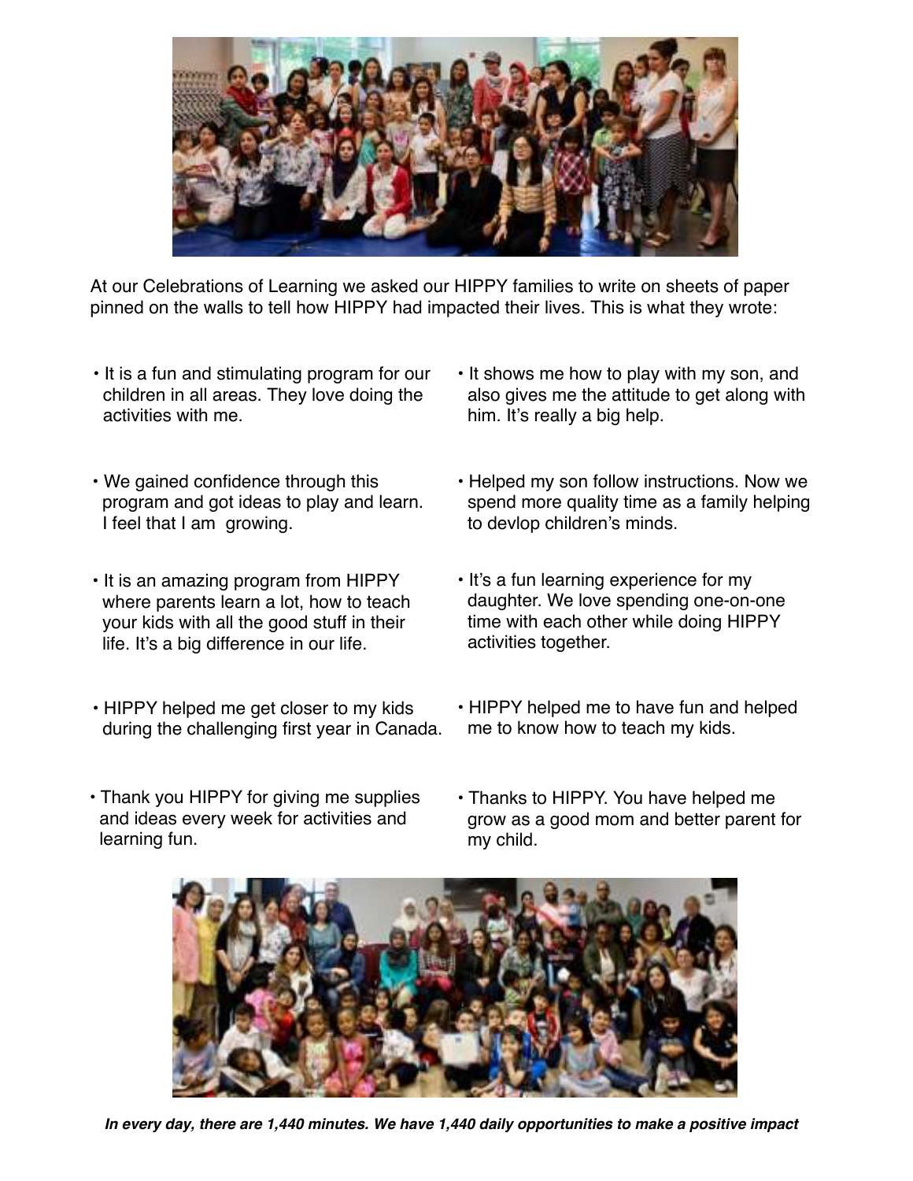At our Celebrations of Learning we asked our HIPPY families to write on sheets of paper pinned on the walls to tell how HIPPY had impacted their lives. This is what they wrote:

- It is a fun and stimulating program for our children in all areas. They love doing the activities with me.
- We gained confidence through this program and got ideas to play and learn. I feel that I am growing.
- It is an amazing program from HIPPY where parents learn a lot, how to teach your kids with all the good stuff in their life. It's a big difference in our life.
- HIPPY helped me get closer to my kids during the challenging first year in Canada.
- Thank you HIPPY for giving me supplies and ideas every week for activities and learning fun.
- It shows me how to play with my son, and also gives me the attitude to get along with him. It's really a big help.
- Helped my son follow instructions. Now we spend more quality time as a family helping to devlop children's minds.
- It's a fun learning experience for my daughter. We love spending one-on-one time with each other while doing HIPPY activities together.
- HIPPY helped me to have fun and helped me to know how to teach my kids.
- Thanks to HIPPY. You have helped me grow as a good mom and better parent for my child.

***In every day, there are 1,440 minutes. We have 1,440 daily opportunities to make a positive impact***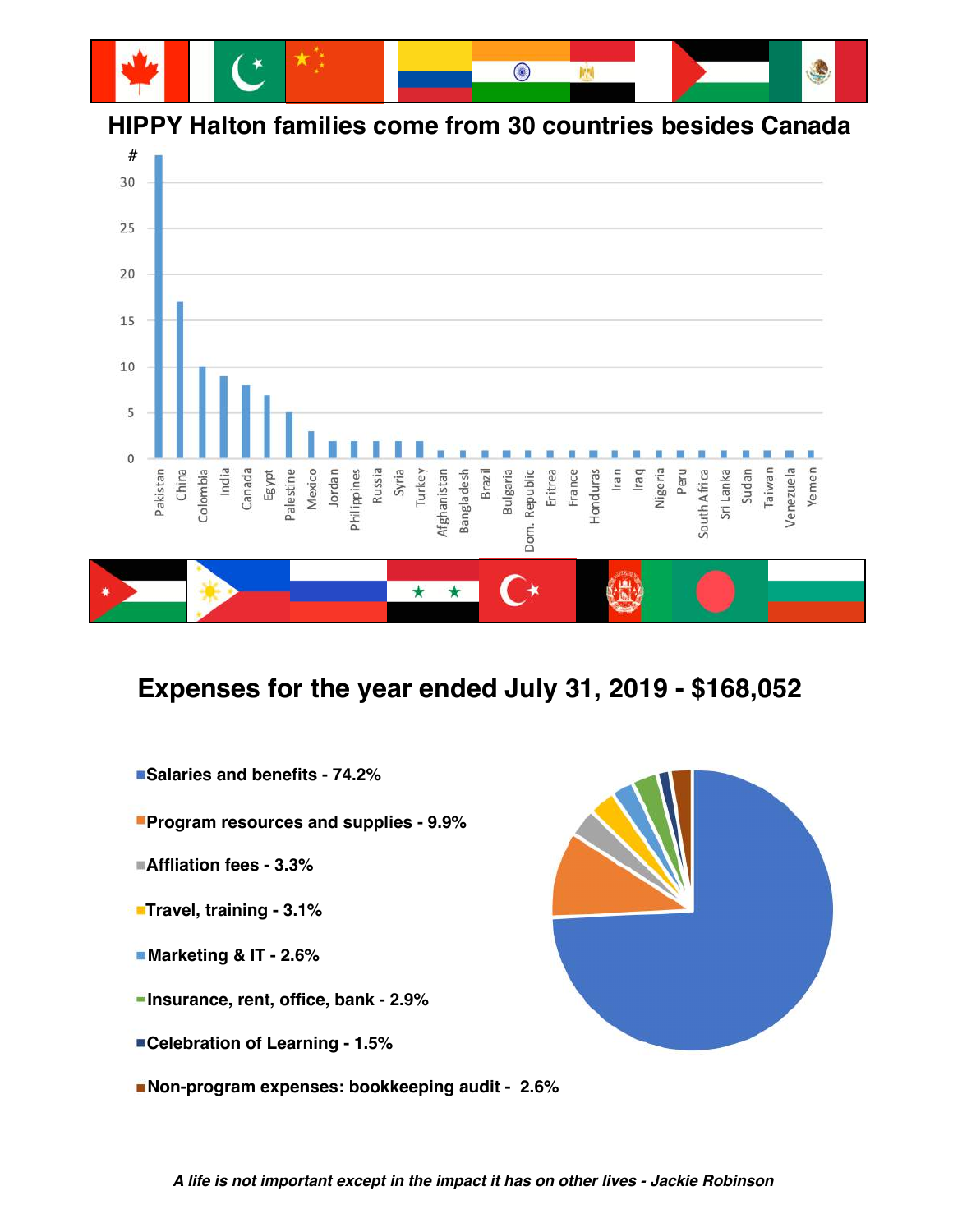## HIPPY Halton families come from 30 countries besides Canada

| Country | # |
|---|---|
| Pakistan | 33 |
| China | 17 |
| Colombia | 10 |
| India | 9 |
| Canada | 8 |
| Egypt | 7 |
| Palestine | 5 |
| Mexico | 3 |
| Jordan | 2 |
| Philippines | 2 |
| Russia | 2 |
| Syria | 2 |
| Turkey | 2 |
| Afghanistan | 1 |
| Bangladesh | 1 |
| Brazil | 1 |
| Bulgaria | 1 |
| Dom. Republic | 1 |
| Eritrea | 1 |
| France | 1 |
| Honduras | 1 |
| Iran | 1 |
| Iraq | 1 |
| Nigeria | 1 |
| Peru | 1 |
| South Africa | 1 |
| Sri Lanka | 1 |
| Sudan | 1 |
| Taiwan | 1 |
| Venezuela | 1 |
| Yemen | 1 |

## Expenses for the year ended July 31, 2019 - $168,052

- **Salaries and benefits - 74.2%**
- **Program resources and supplies - 9.9%**
- **Affliation fees - 3.3%**
- **Travel, training - 3.1%**
- **Marketing & IT - 2.6%**
- **Insurance, rent, office, bank - 2.9%**
- **Celebration of Learning - 1.5%**
- **Non-program expenses: bookkeeping audit - 2.6%**

***A life is not important except in the impact it has on other lives - Jackie Robinson***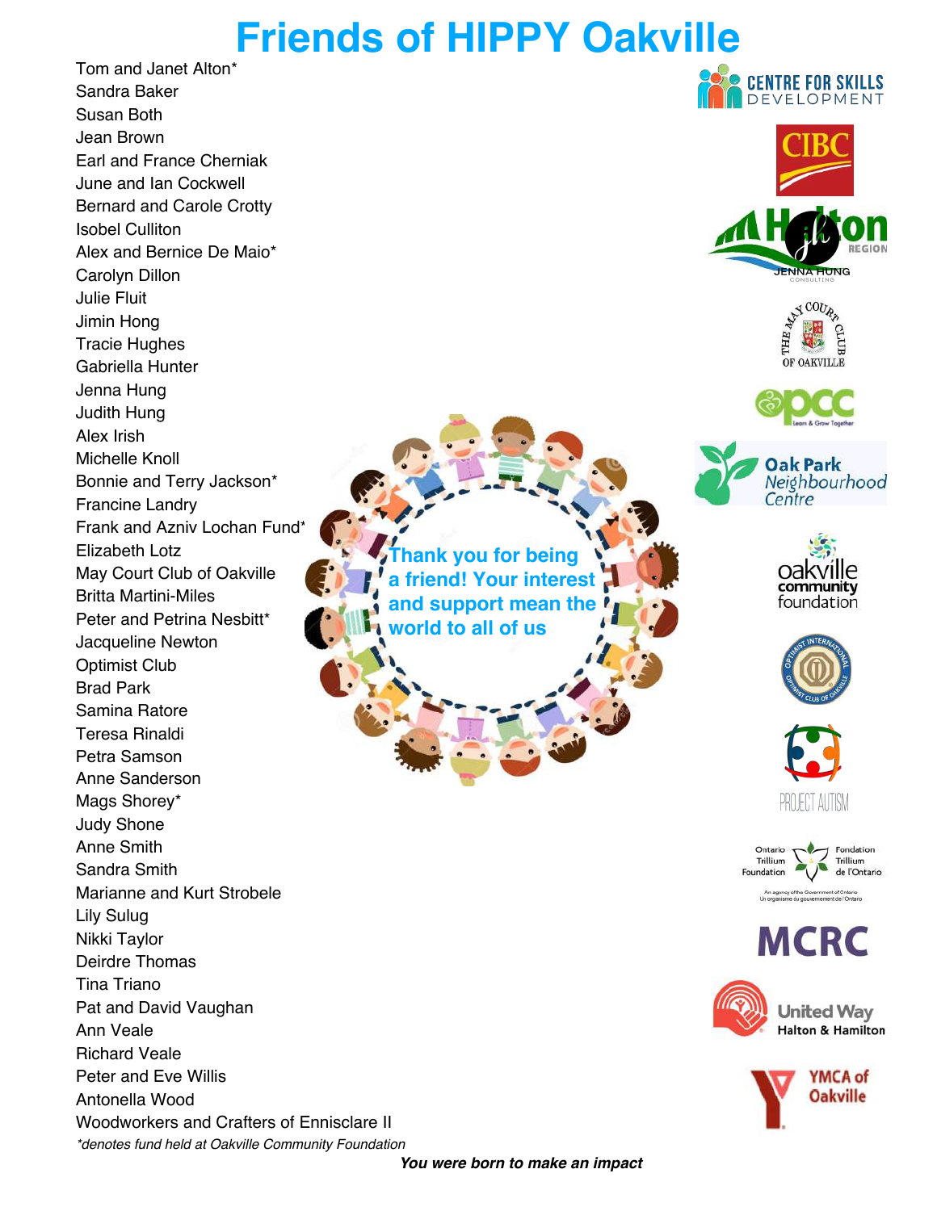# Friends of HIPPY Oakville

Tom and Janet Alton*
Sandra Baker
Susan Both
Jean Brown
Earl and France Cherniak
June and Ian Cockwell
Bernard and Carole Crotty
Isobel Culliton
Alex and Bernice De Maio*
Carolyn Dillon
Julie Fluit
Jimin Hong
Tracie Hughes
Gabriella Hunter
Jenna Hung
Judith Hung
Alex Irish
Michelle Knoll
Bonnie and Terry Jackson*
Francine Landry
Frank and Azniv Lochan Fund*
Elizabeth Lotz
May Court Club of Oakville
Britta Martini-Miles
Peter and Petrina Nesbitt*
Jacqueline Newton
Optimist Club
Brad Park
Samina Ratore
Teresa Rinaldi
Petra Samson
Anne Sanderson
Mags Shorey*
Judy Shone
Anne Smith
Sandra Smith
Marianne and Kurt Strobele
Lily Sulug
Nikki Taylor
Deirdre Thomas
Tina Triano
Pat and David Vaughan
Ann Veale
Richard Veale
Peter and Eve Willis
Antonella Wood
Woodworkers and Crafters of Ennisclare II

*\*denotes fund held at Oakville Community Foundation*

**Thank you for being a friend! Your interest and support mean the world to all of us**

Centre for Skills Development
CIBC
Halton Region
Jenna Hung Consulting
The May Court Club of Oakville
OPCC
Oak Park Neighbourhood Centre
Oakville Community Foundation
Optimist Club of Oakville
Project Autism
Ontario Trillium Foundation / Fondation Trillium de l'Ontario
MCRC
United Way Halton & Hamilton
YMCA of Oakville

***You were born to make an impact***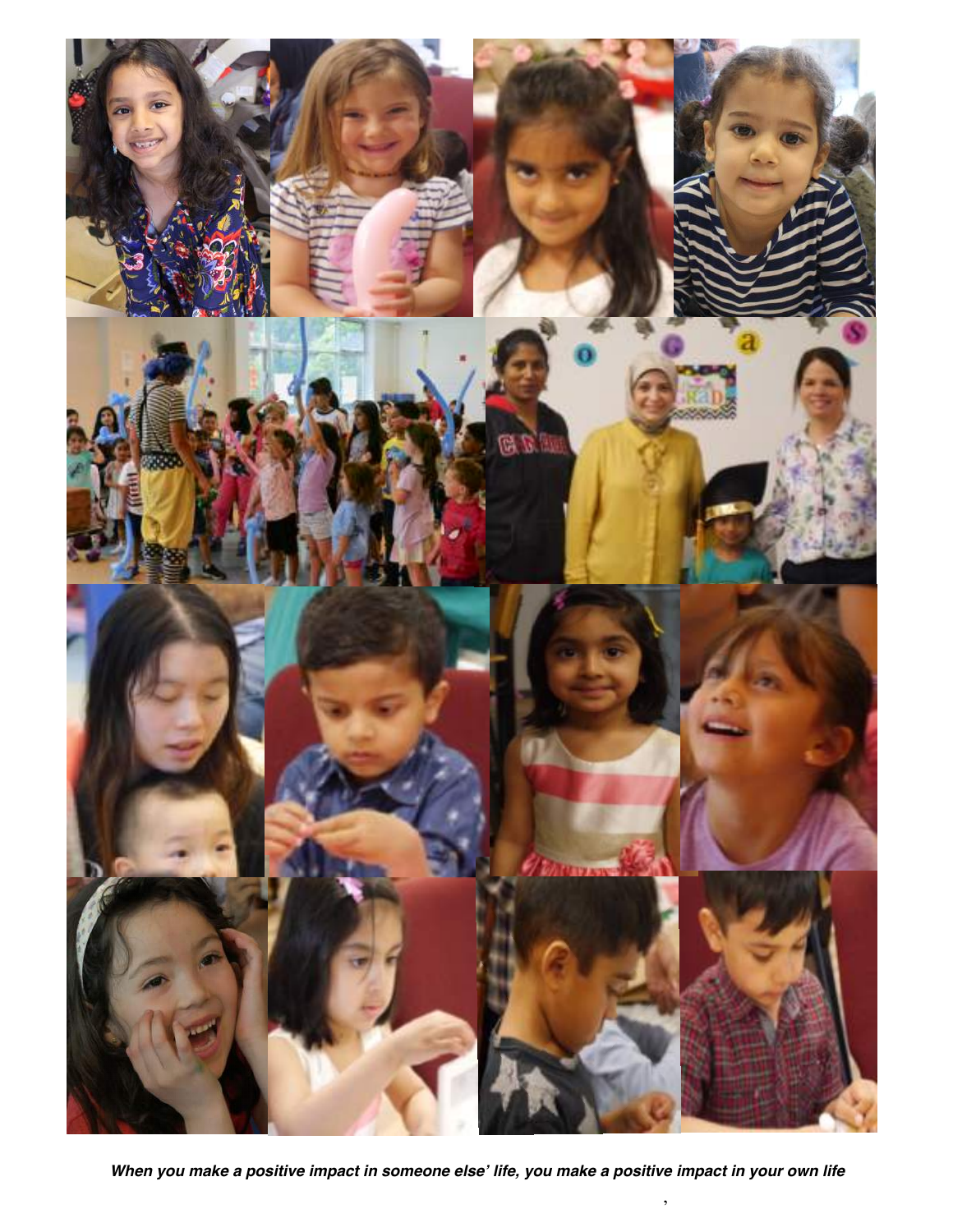***When you make a positive impact in someone else' life, you make a positive impact in your own life***